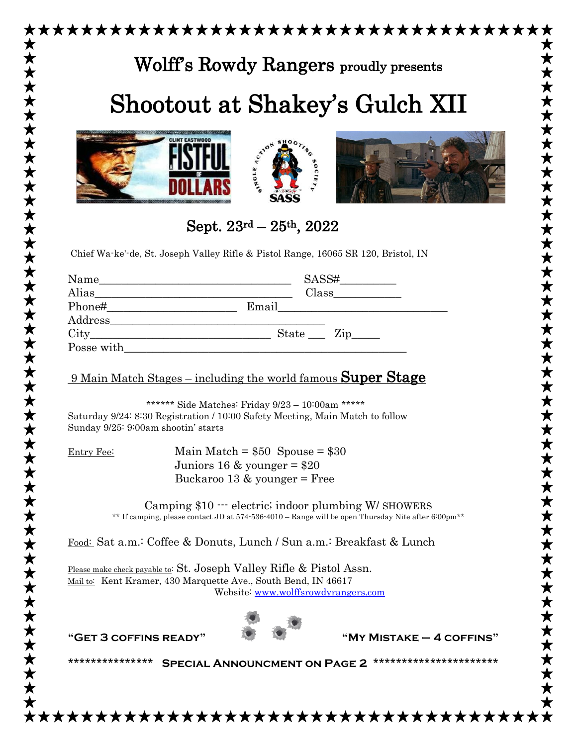# Wolff's Rowdy Rangers proudly presents

# Shootout at Shakey's Gulch XII

## Sept. 23rd – 25th, 2022

Chief Wa-ke'-de, St. Joseph Valley Rifle & Pistol Range, 16065 SR 120, Bristol, IN

Name_________________________________ SASS#_________

Alias_________________________________ Class___________

Phone#_____________________ Email______________________________

Address_______________________________________

City________________________________ State ___ Zip_____

Posse with___________________________________________________

9 Main Match Stages – including the world famous **Super Stage**

****** Side Matches: Friday 9/23 – 10:00am *****

Saturday 9/24: 8:30 Registration / 10:00 Safety Meeting, Main Match to follow

Sunday 9/25: 9:00am shootin' starts

Entry Fee: Main Match = $50 Spouse = $30

Juniors 16 & younger = $20

Buckaroo 13 & younger = Free

Camping $10 --- electric; indoor plumbing W/ SHOWERS

** If camping, please contact JD at 574-536-4010 – Range will be open Thursday Nite after 6:00pm**

Food: Sat a.m.: Coffee & Donuts, Lunch / Sun a.m.: Breakfast & Lunch

Please make check payable to: St. Joseph Valley Rifle & Pistol Assn.

Mail to: Kent Kramer, 430 Marquette Ave., South Bend, IN 46617

Website: www.wolffsrowdyrangers.com

"GET 3 COFFINS READY" "MY MISTAKE – 4 COFFINS"

*************** SPECIAL ANNOUNCMENT ON PAGE 2 **********************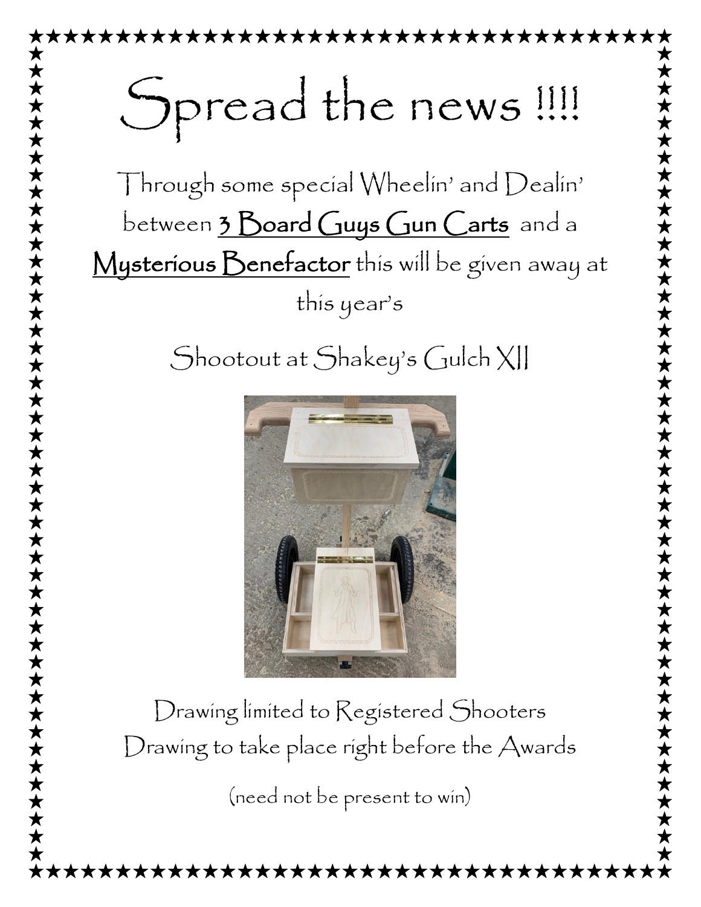# Spread the news !!!!

Through some special Wheelin' and Dealin' between **3 Board Guys Gun Carts** and a **Mysterious Benefactor** this will be given away at this year's

Shootout at Shakey's Gulch XII

Drawing limited to Registered Shooters
Drawing to take place right before the Awards

(need not be present to win)